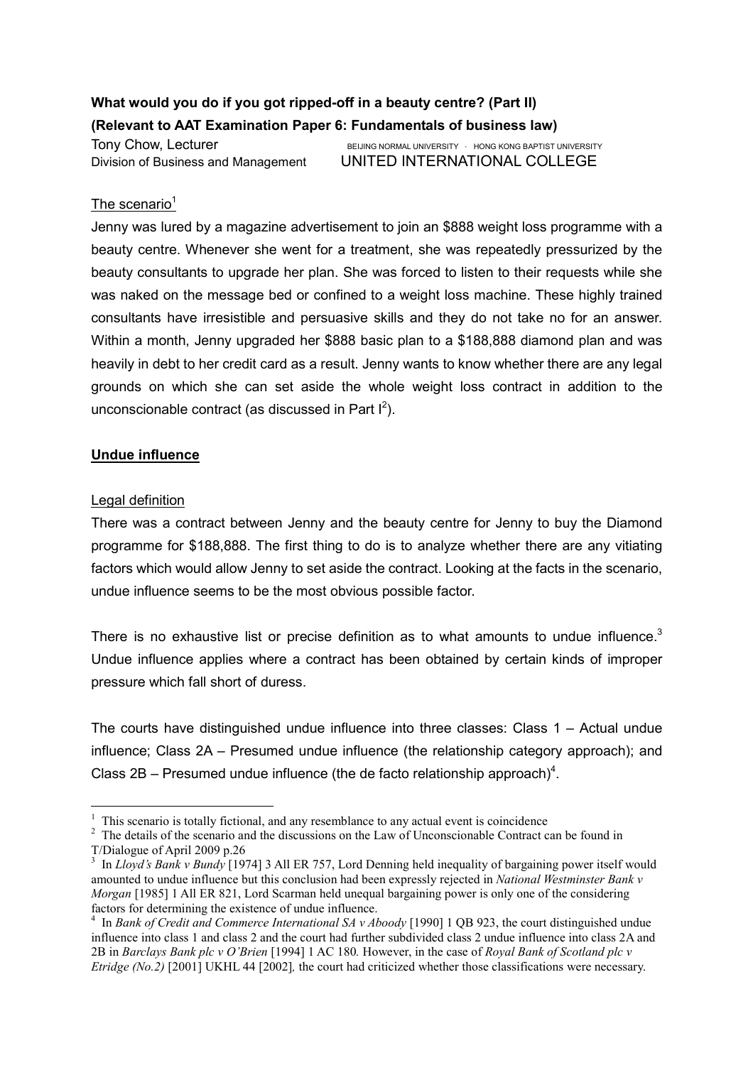**What would you do if you got ripped-off in a beauty centre? (Part II)**

**(Relevant to AAT Examination Paper 6: Fundamentals of business law)**

Tony Chow, Lecturer
Division of Business and Management

BEIJING NORMAL UNIVERSITY · HONG KONG BAPTIST UNIVERSITY
UNITED INTERNATIONAL COLLEGE

The scenario[1]

Jenny was lured by a magazine advertisement to join an $888 weight loss programme with a beauty centre. Whenever she went for a treatment, she was repeatedly pressurized by the beauty consultants to upgrade her plan. She was forced to listen to their requests while she was naked on the message bed or confined to a weight loss machine. These highly trained consultants have irresistible and persuasive skills and they do not take no for an answer. Within a month, Jenny upgraded her $888 basic plan to a $188,888 diamond plan and was heavily in debt to her credit card as a result. Jenny wants to know whether there are any legal grounds on which she can set aside the whole weight loss contract in addition to the unconscionable contract (as discussed in Part I[2]).

## Undue influence

Legal definition

There was a contract between Jenny and the beauty centre for Jenny to buy the Diamond programme for $188,888. The first thing to do is to analyze whether there are any vitiating factors which would allow Jenny to set aside the contract. Looking at the facts in the scenario, undue influence seems to be the most obvious possible factor.

There is no exhaustive list or precise definition as to what amounts to undue influence.[3] Undue influence applies where a contract has been obtained by certain kinds of improper pressure which fall short of duress.

The courts have distinguished undue influence into three classes: Class 1 – Actual undue influence; Class 2A – Presumed undue influence (the relationship category approach); and Class 2B – Presumed undue influence (the de facto relationship approach)[4].

---

[1] This scenario is totally fictional, and any resemblance to any actual event is coincidence

[2] The details of the scenario and the discussions on the Law of Unconscionable Contract can be found in T/Dialogue of April 2009 p.26

[3] In *Lloyd's Bank v Bundy* [1974] 3 All ER 757, Lord Denning held inequality of bargaining power itself would amounted to undue influence but this conclusion had been expressly rejected in *National Westminster Bank v Morgan* [1985] 1 All ER 821, Lord Scarman held unequal bargaining power is only one of the considering factors for determining the existence of undue influence.

[4] In *Bank of Credit and Commerce International SA v Aboody* [1990] 1 QB 923, the court distinguished undue influence into class 1 and class 2 and the court had further subdivided class 2 undue influence into class 2A and 2B in *Barclays Bank plc v O'Brien* [1994] 1 AC 180*.* However, in the case of *Royal Bank of Scotland plc v Etridge (No.2)* [2001] UKHL 44 [2002]*,* the court had criticized whether those classifications were necessary.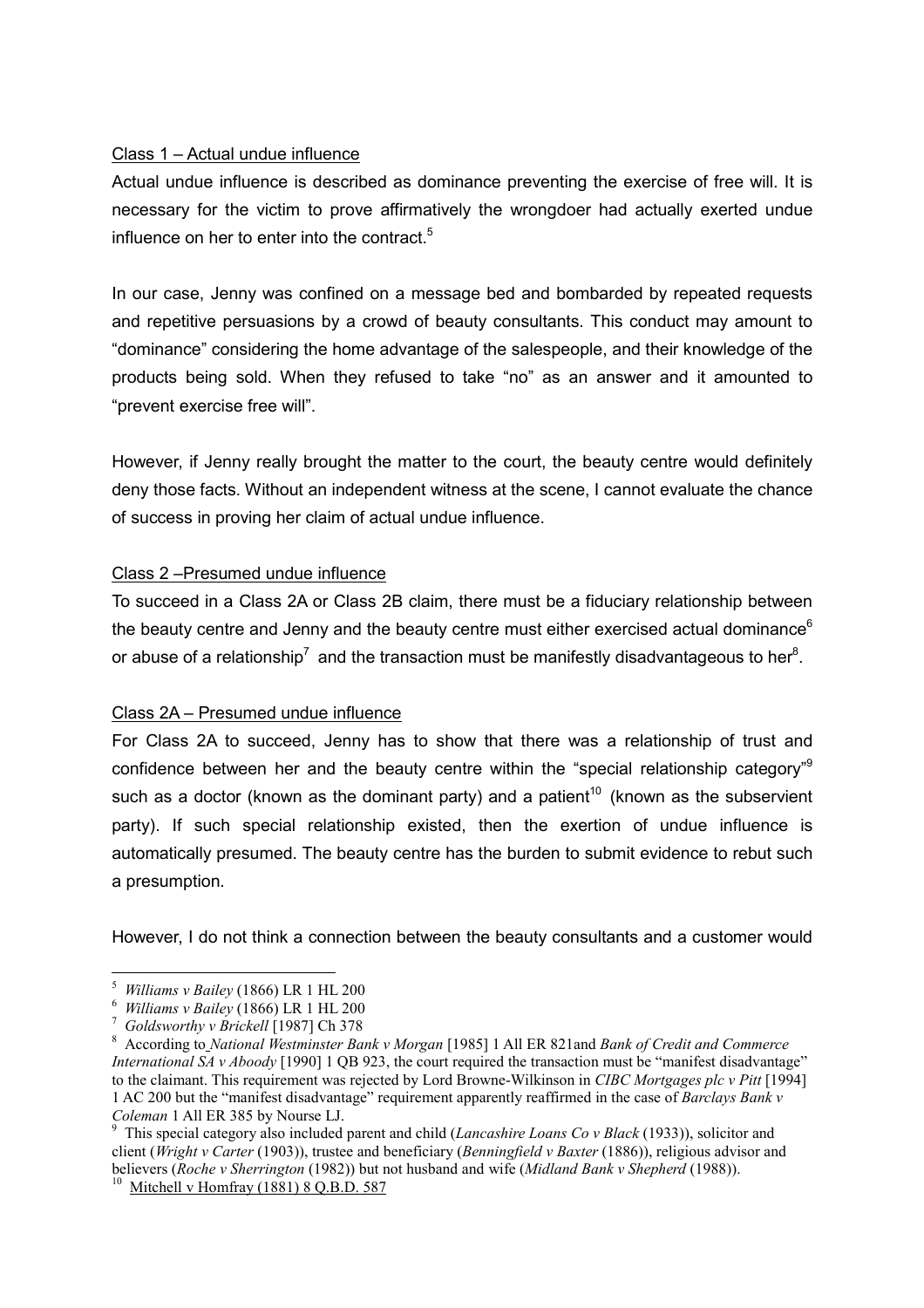Class 1 – Actual undue influence

Actual undue influence is described as dominance preventing the exercise of free will. It is necessary for the victim to prove affirmatively the wrongdoer had actually exerted undue influence on her to enter into the contract.[5]

In our case, Jenny was confined on a message bed and bombarded by repeated requests and repetitive persuasions by a crowd of beauty consultants. This conduct may amount to "dominance" considering the home advantage of the salespeople, and their knowledge of the products being sold. When they refused to take "no" as an answer and it amounted to "prevent exercise free will".

However, if Jenny really brought the matter to the court, the beauty centre would definitely deny those facts. Without an independent witness at the scene, I cannot evaluate the chance of success in proving her claim of actual undue influence.

Class 2 –Presumed undue influence

To succeed in a Class 2A or Class 2B claim, there must be a fiduciary relationship between the beauty centre and Jenny and the beauty centre must either exercised actual dominance[6] or abuse of a relationship[7] and the transaction must be manifestly disadvantageous to her[8].

Class 2A – Presumed undue influence

For Class 2A to succeed, Jenny has to show that there was a relationship of trust and confidence between her and the beauty centre within the "special relationship category"[9] such as a doctor (known as the dominant party) and a patient[10] (known as the subservient party). If such special relationship existed, then the exertion of undue influence is automatically presumed. The beauty centre has the burden to submit evidence to rebut such a presumption.

However, I do not think a connection between the beauty consultants and a customer would

---

[5] *Williams v Bailey* (1866) LR 1 HL 200

[6] *Williams v Bailey* (1866) LR 1 HL 200

[7] *Goldsworthy v Brickell* [1987] Ch 378

[8] According to *National Westminster Bank v Morgan* [1985] 1 All ER 821and *Bank of Credit and Commerce International SA v Aboody* [1990] 1 QB 923, the court required the transaction must be "manifest disadvantage" to the claimant. This requirement was rejected by Lord Browne-Wilkinson in *CIBC Mortgages plc v Pitt* [1994] 1 AC 200 but the "manifest disadvantage" requirement apparently reaffirmed in the case of *Barclays Bank v Coleman* 1 All ER 385 by Nourse LJ.

[9] This special category also included parent and child (*Lancashire Loans Co v Black* (1933)), solicitor and client (*Wright v Carter* (1903)), trustee and beneficiary (*Benningfield v Baxter* (1886)), religious advisor and believers (*Roche v Sherrington* (1982)) but not husband and wife (*Midland Bank v Shepherd* (1988)).

[10] Mitchell v Homfray (1881) 8 Q.B.D. 587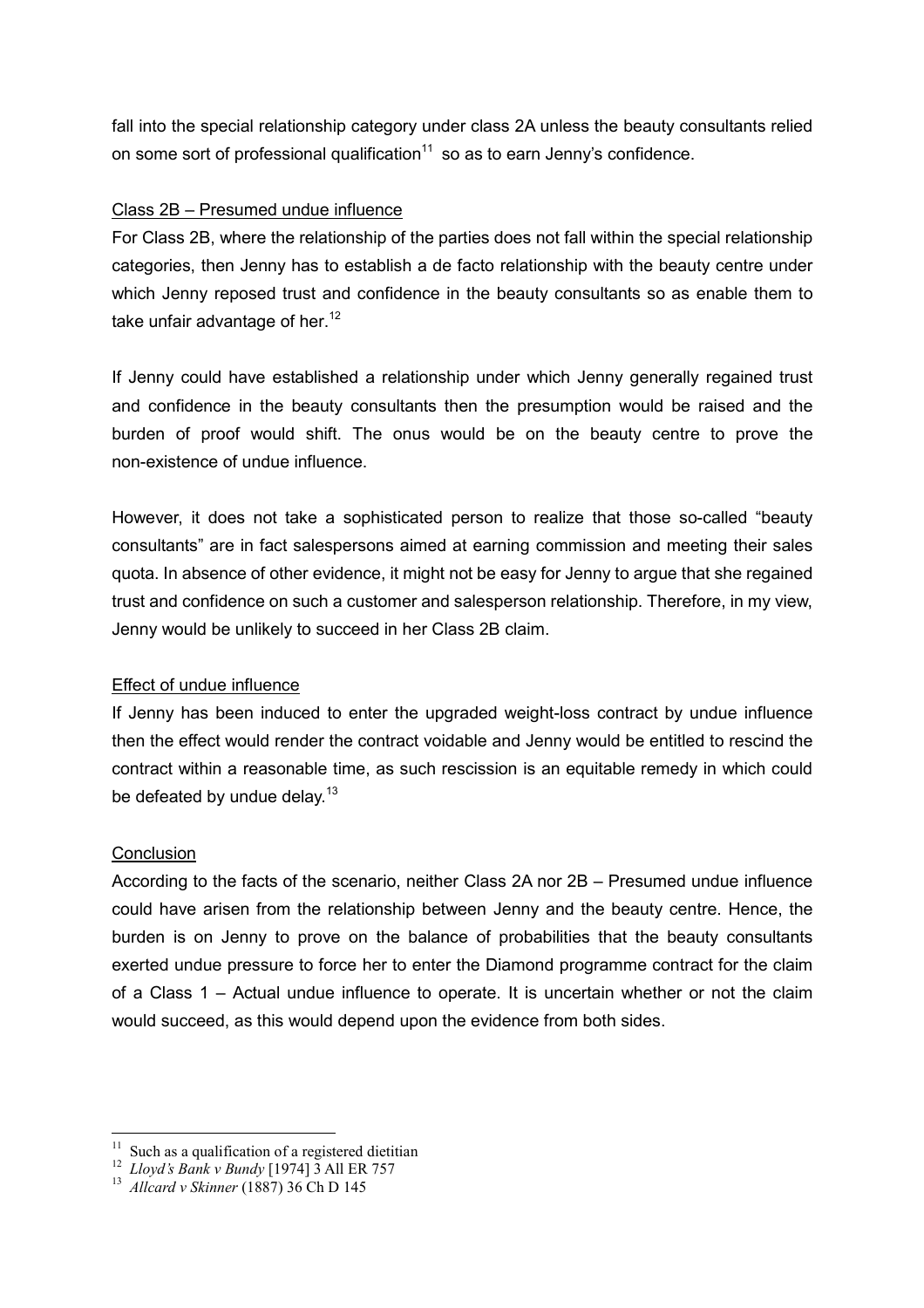fall into the special relationship category under class 2A unless the beauty consultants relied on some sort of professional qualification[11] so as to earn Jenny's confidence.

Class 2B – Presumed undue influence

For Class 2B, where the relationship of the parties does not fall within the special relationship categories, then Jenny has to establish a de facto relationship with the beauty centre under which Jenny reposed trust and confidence in the beauty consultants so as enable them to take unfair advantage of her.[12]

If Jenny could have established a relationship under which Jenny generally regained trust and confidence in the beauty consultants then the presumption would be raised and the burden of proof would shift. The onus would be on the beauty centre to prove the non-existence of undue influence.

However, it does not take a sophisticated person to realize that those so-called "beauty consultants" are in fact salespersons aimed at earning commission and meeting their sales quota. In absence of other evidence, it might not be easy for Jenny to argue that she regained trust and confidence on such a customer and salesperson relationship. Therefore, in my view, Jenny would be unlikely to succeed in her Class 2B claim.

Effect of undue influence

If Jenny has been induced to enter the upgraded weight-loss contract by undue influence then the effect would render the contract voidable and Jenny would be entitled to rescind the contract within a reasonable time, as such rescission is an equitable remedy in which could be defeated by undue delay.[13]

Conclusion

According to the facts of the scenario, neither Class 2A nor 2B – Presumed undue influence could have arisen from the relationship between Jenny and the beauty centre. Hence, the burden is on Jenny to prove on the balance of probabilities that the beauty consultants exerted undue pressure to force her to enter the Diamond programme contract for the claim of a Class 1 – Actual undue influence to operate. It is uncertain whether or not the claim would succeed, as this would depend upon the evidence from both sides.

---

[11] Such as a qualification of a registered dietitian

[12] *Lloyd's Bank v Bundy* [1974] 3 All ER 757

[13] *Allcard v Skinner* (1887) 36 Ch D 145